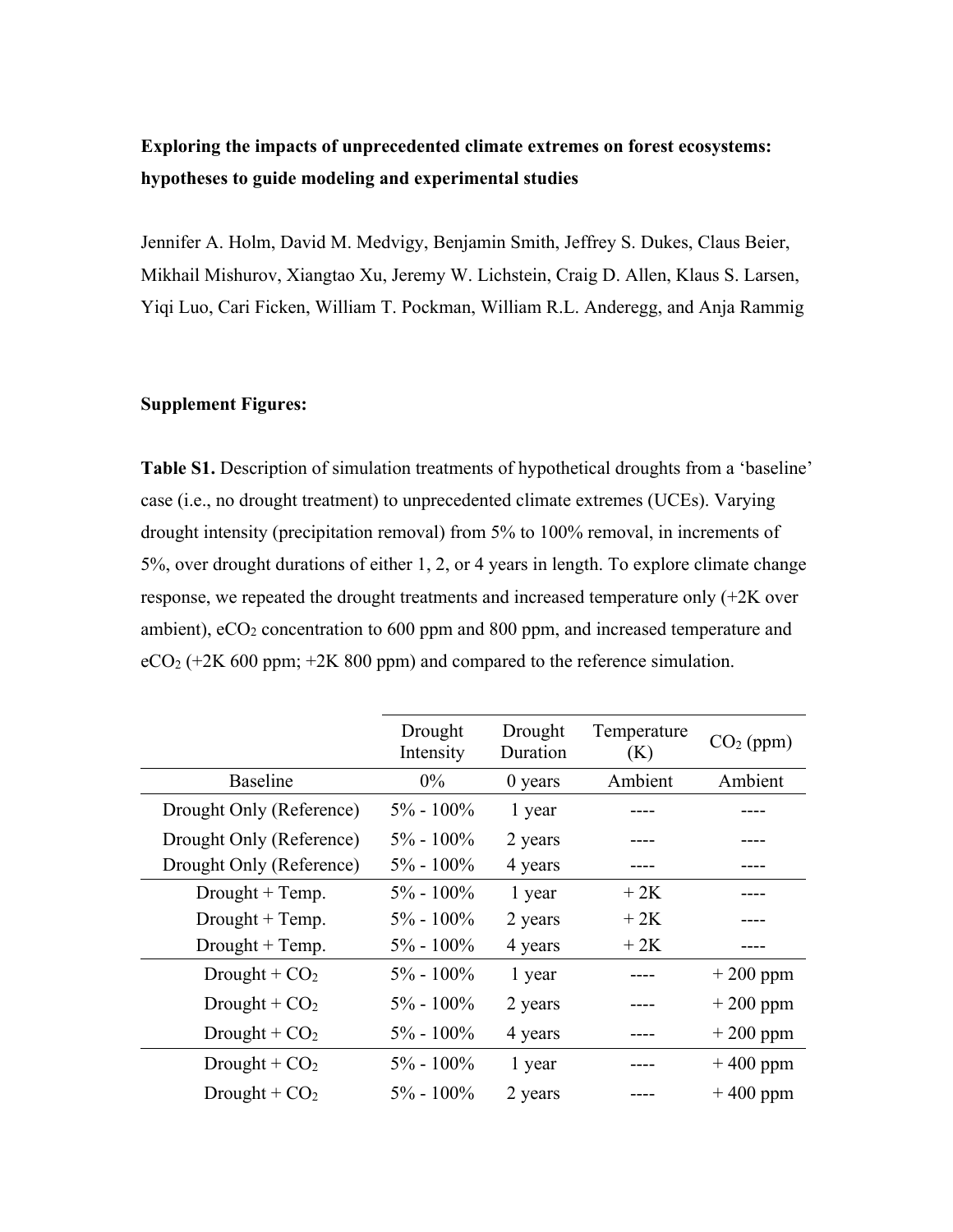**Exploring the impacts of unprecedented climate extremes on forest ecosystems: hypotheses to guide modeling and experimental studies**

Jennifer A. Holm, David M. Medvigy, Benjamin Smith, Jeffrey S. Dukes, Claus Beier, Mikhail Mishurov, Xiangtao Xu, Jeremy W. Lichstein, Craig D. Allen, Klaus S. Larsen, Yiqi Luo, Cari Ficken, William T. Pockman, William R.L. Anderegg, and Anja Rammig

**Supplement Figures:**

**Table S1.** Description of simulation treatments of hypothetical droughts from a 'baseline' case (i.e., no drought treatment) to unprecedented climate extremes (UCEs). Varying drought intensity (precipitation removal) from 5% to 100% removal, in increments of 5%, over drought durations of either 1, 2, or 4 years in length. To explore climate change response, we repeated the drought treatments and increased temperature only (+2K over ambient), $eCO_2$ concentration to 600 ppm and 800 ppm, and increased temperature and $eCO_2$ (+2K 600 ppm; +2K 800 ppm) and compared to the reference simulation.

| | Drought Intensity | Drought Duration | Temperature (K) | $CO_2$ (ppm) |
|---|---|---|---|---|
| Baseline | 0% | 0 years | Ambient | Ambient |
| Drought Only (Reference) | 5% - 100% | 1 year | ---- | ---- |
| Drought Only (Reference) | 5% - 100% | 2 years | ---- | ---- |
| Drought Only (Reference) | 5% - 100% | 4 years | ---- | ---- |
| Drought + Temp. | 5% - 100% | 1 year | + 2K | ---- |
| Drought + Temp. | 5% - 100% | 2 years | + 2K | ---- |
| Drought + Temp. | 5% - 100% | 4 years | + 2K | ---- |
| Drought + $CO_2$ | 5% - 100% | 1 year | ---- | + 200 ppm |
| Drought + $CO_2$ | 5% - 100% | 2 years | ---- | + 200 ppm |
| Drought + $CO_2$ | 5% - 100% | 4 years | ---- | + 200 ppm |
| Drought + $CO_2$ | 5% - 100% | 1 year | ---- | + 400 ppm |
| Drought + $CO_2$ | 5% - 100% | 2 years | ---- | + 400 ppm |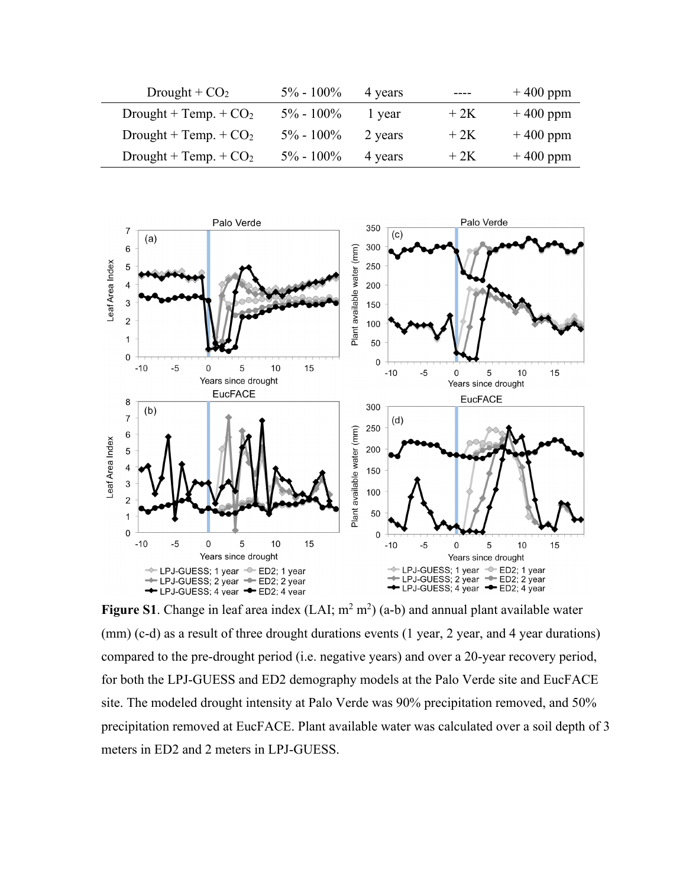| | | | | |
|---|---|---|---|---|
| Drought + $CO_2$ | 5% - 100% | 4 years | ---- | + 400 ppm |
| Drought + Temp. + $CO_2$ | 5% - 100% | 1 year | + 2K | + 400 ppm |
| Drought + Temp. + $CO_2$ | 5% - 100% | 2 years | + 2K | + 400 ppm |
| Drought + Temp. + $CO_2$ | 5% - 100% | 4 years | + 2K | + 400 ppm |

**Figure S1**. Change in leaf area index (LAI; $m^2$ $m^2$) (a-b) and annual plant available water (mm) (c-d) as a result of three drought durations events (1 year, 2 year, and 4 year durations) compared to the pre-drought period (i.e. negative years) and over a 20-year recovery period, for both the LPJ-GUESS and ED2 demography models at the Palo Verde site and EucFACE site. The modeled drought intensity at Palo Verde was 90% precipitation removed, and 50% precipitation removed at EucFACE. Plant available water was calculated over a soil depth of 3 meters in ED2 and 2 meters in LPJ-GUESS.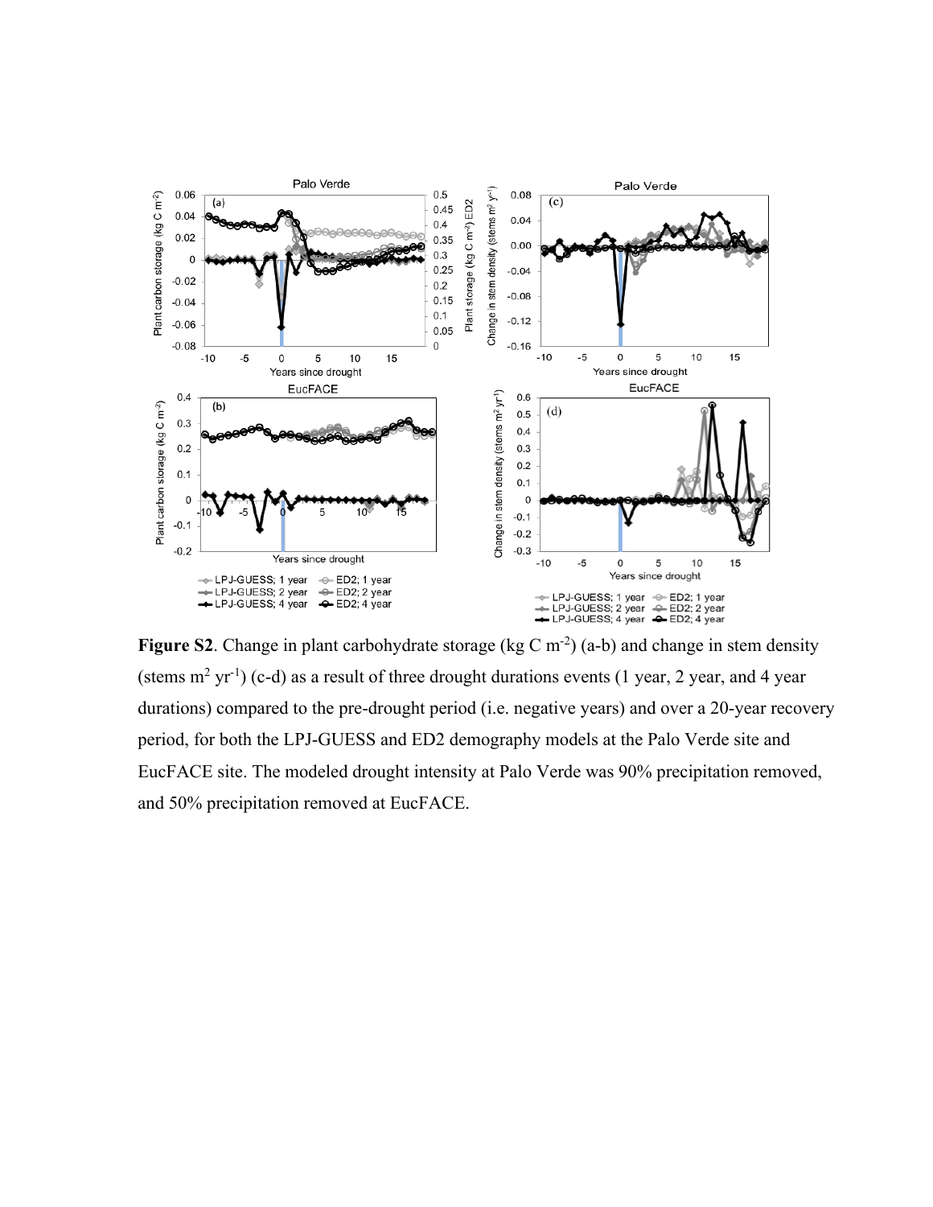**Figure S2**. Change in plant carbohydrate storage (kg C m$^{-2}$) (a-b) and change in stem density (stems m$^2$ yr$^{-1}$) (c-d) as a result of three drought durations events (1 year, 2 year, and 4 year durations) compared to the pre-drought period (i.e. negative years) and over a 20-year recovery period, for both the LPJ-GUESS and ED2 demography models at the Palo Verde site and EucFACE site. The modeled drought intensity at Palo Verde was 90% precipitation removed, and 50% precipitation removed at EucFACE.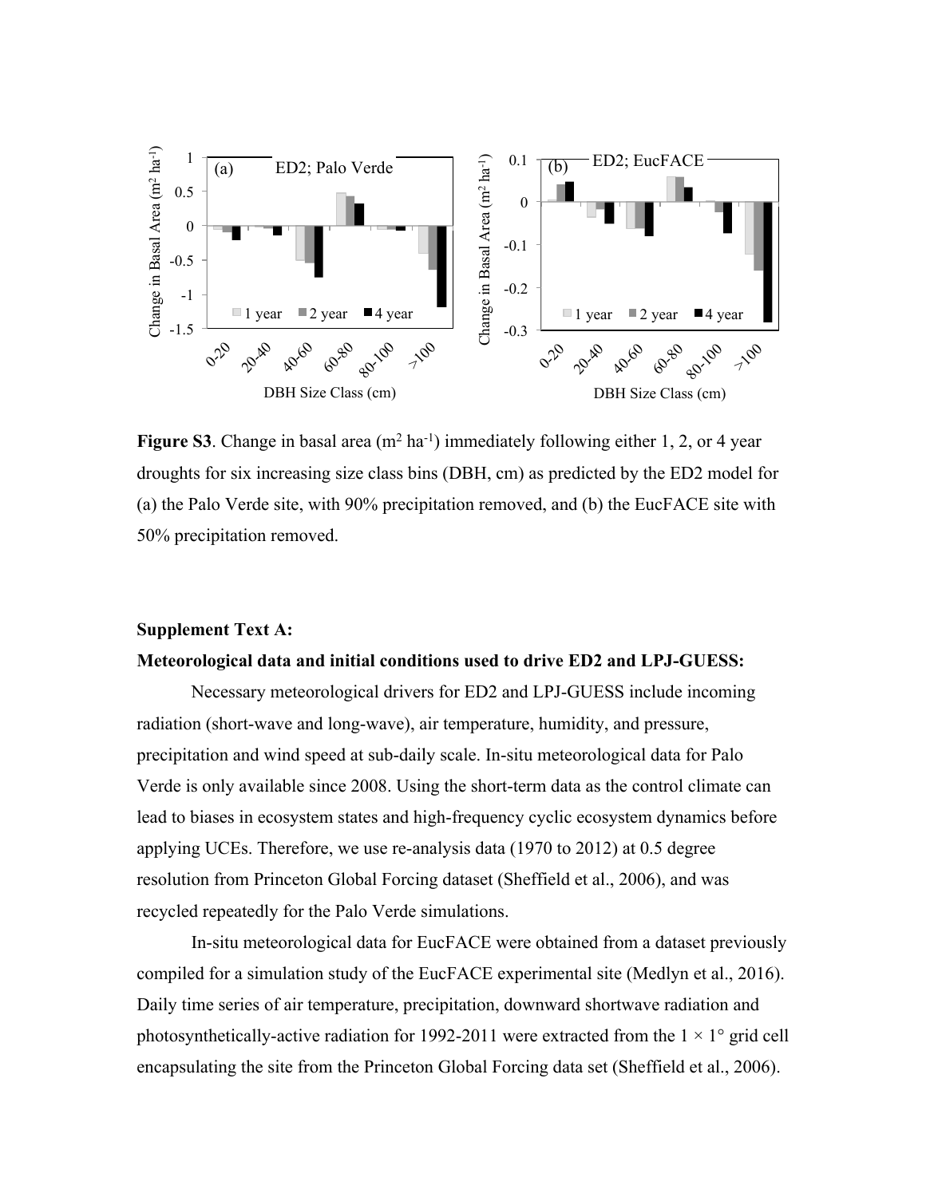**Figure S3**. Change in basal area ($m^2$ $ha^{-1}$) immediately following either 1, 2, or 4 year droughts for six increasing size class bins (DBH, cm) as predicted by the ED2 model for (a) the Palo Verde site, with 90% precipitation removed, and (b) the EucFACE site with 50% precipitation removed.

**Supplement Text A:**

**Meteorological data and initial conditions used to drive ED2 and LPJ-GUESS:**

Necessary meteorological drivers for ED2 and LPJ-GUESS include incoming radiation (short-wave and long-wave), air temperature, humidity, and pressure, precipitation and wind speed at sub-daily scale. In-situ meteorological data for Palo Verde is only available since 2008. Using the short-term data as the control climate can lead to biases in ecosystem states and high-frequency cyclic ecosystem dynamics before applying UCEs. Therefore, we use re-analysis data (1970 to 2012) at 0.5 degree resolution from Princeton Global Forcing dataset (Sheffield et al., 2006), and was recycled repeatedly for the Palo Verde simulations.

In-situ meteorological data for EucFACE were obtained from a dataset previously compiled for a simulation study of the EucFACE experimental site (Medlyn et al., 2016). Daily time series of air temperature, precipitation, downward shortwave radiation and photosynthetically-active radiation for 1992-2011 were extracted from the 1 × 1° grid cell encapsulating the site from the Princeton Global Forcing data set (Sheffield et al., 2006).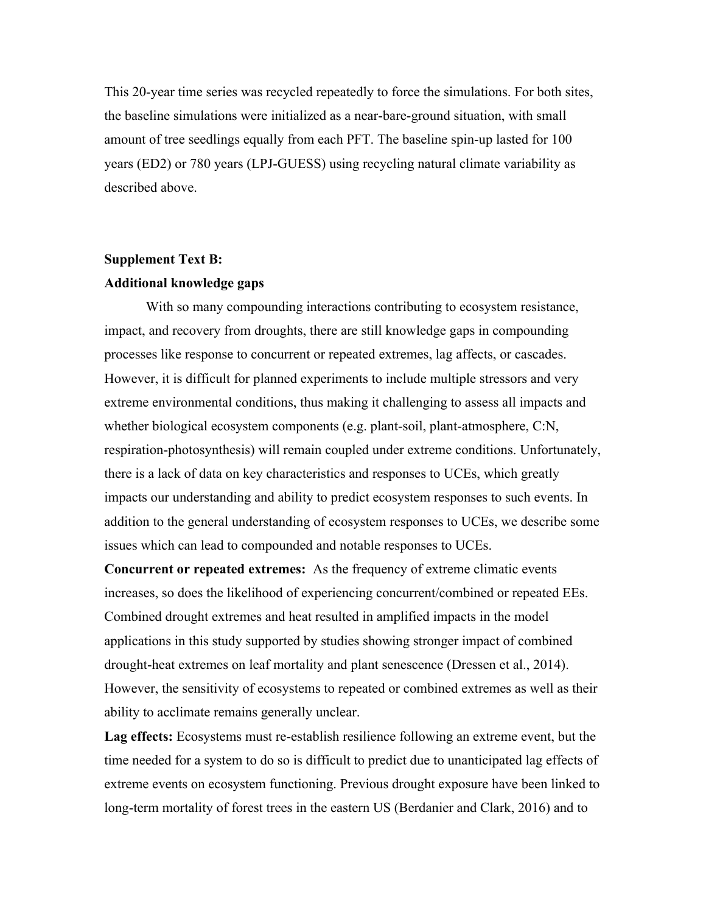This 20-year time series was recycled repeatedly to force the simulations. For both sites, the baseline simulations were initialized as a near-bare-ground situation, with small amount of tree seedlings equally from each PFT. The baseline spin-up lasted for 100 years (ED2) or 780 years (LPJ-GUESS) using recycling natural climate variability as described above.

**Supplement Text B:**

**Additional knowledge gaps**

With so many compounding interactions contributing to ecosystem resistance, impact, and recovery from droughts, there are still knowledge gaps in compounding processes like response to concurrent or repeated extremes, lag affects, or cascades. However, it is difficult for planned experiments to include multiple stressors and very extreme environmental conditions, thus making it challenging to assess all impacts and whether biological ecosystem components (e.g. plant-soil, plant-atmosphere, C:N, respiration-photosynthesis) will remain coupled under extreme conditions. Unfortunately, there is a lack of data on key characteristics and responses to UCEs, which greatly impacts our understanding and ability to predict ecosystem responses to such events. In addition to the general understanding of ecosystem responses to UCEs, we describe some issues which can lead to compounded and notable responses to UCEs.

**Concurrent or repeated extremes:** As the frequency of extreme climatic events increases, so does the likelihood of experiencing concurrent/combined or repeated EEs. Combined drought extremes and heat resulted in amplified impacts in the model applications in this study supported by studies showing stronger impact of combined drought-heat extremes on leaf mortality and plant senescence (Dressen et al., 2014). However, the sensitivity of ecosystems to repeated or combined extremes as well as their ability to acclimate remains generally unclear.

**Lag effects:** Ecosystems must re-establish resilience following an extreme event, but the time needed for a system to do so is difficult to predict due to unanticipated lag effects of extreme events on ecosystem functioning. Previous drought exposure have been linked to long-term mortality of forest trees in the eastern US (Berdanier and Clark, 2016) and to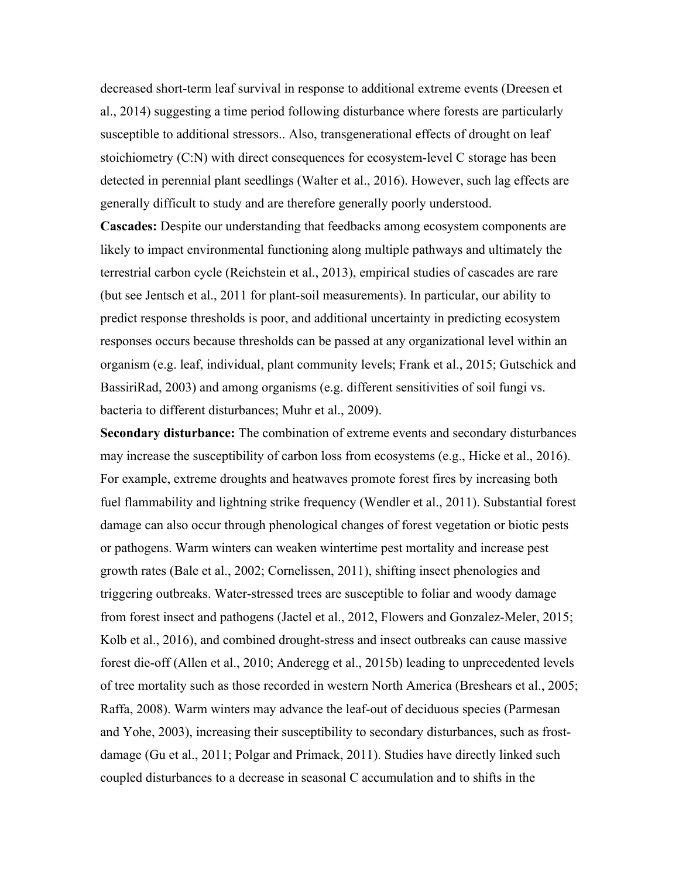decreased short-term leaf survival in response to additional extreme events (Dreesen et al., 2014) suggesting a time period following disturbance where forests are particularly susceptible to additional stressors.. Also, transgenerational effects of drought on leaf stoichiometry (C:N) with direct consequences for ecosystem-level C storage has been detected in perennial plant seedlings (Walter et al., 2016). However, such lag effects are generally difficult to study and are therefore generally poorly understood.

**Cascades:** Despite our understanding that feedbacks among ecosystem components are likely to impact environmental functioning along multiple pathways and ultimately the terrestrial carbon cycle (Reichstein et al., 2013), empirical studies of cascades are rare (but see Jentsch et al., 2011 for plant-soil measurements). In particular, our ability to predict response thresholds is poor, and additional uncertainty in predicting ecosystem responses occurs because thresholds can be passed at any organizational level within an organism (e.g. leaf, individual, plant community levels; Frank et al., 2015; Gutschick and BassiriRad, 2003) and among organisms (e.g. different sensitivities of soil fungi vs. bacteria to different disturbances; Muhr et al., 2009).

**Secondary disturbance:** The combination of extreme events and secondary disturbances may increase the susceptibility of carbon loss from ecosystems (e.g., Hicke et al., 2016). For example, extreme droughts and heatwaves promote forest fires by increasing both fuel flammability and lightning strike frequency (Wendler et al., 2011). Substantial forest damage can also occur through phenological changes of forest vegetation or biotic pests or pathogens. Warm winters can weaken wintertime pest mortality and increase pest growth rates (Bale et al., 2002; Cornelissen, 2011), shifting insect phenologies and triggering outbreaks. Water-stressed trees are susceptible to foliar and woody damage from forest insect and pathogens (Jactel et al., 2012, Flowers and Gonzalez-Meler, 2015; Kolb et al., 2016), and combined drought-stress and insect outbreaks can cause massive forest die-off (Allen et al., 2010; Anderegg et al., 2015b) leading to unprecedented levels of tree mortality such as those recorded in western North America (Breshears et al., 2005; Raffa, 2008). Warm winters may advance the leaf-out of deciduous species (Parmesan and Yohe, 2003), increasing their susceptibility to secondary disturbances, such as frost-damage (Gu et al., 2011; Polgar and Primack, 2011). Studies have directly linked such coupled disturbances to a decrease in seasonal C accumulation and to shifts in the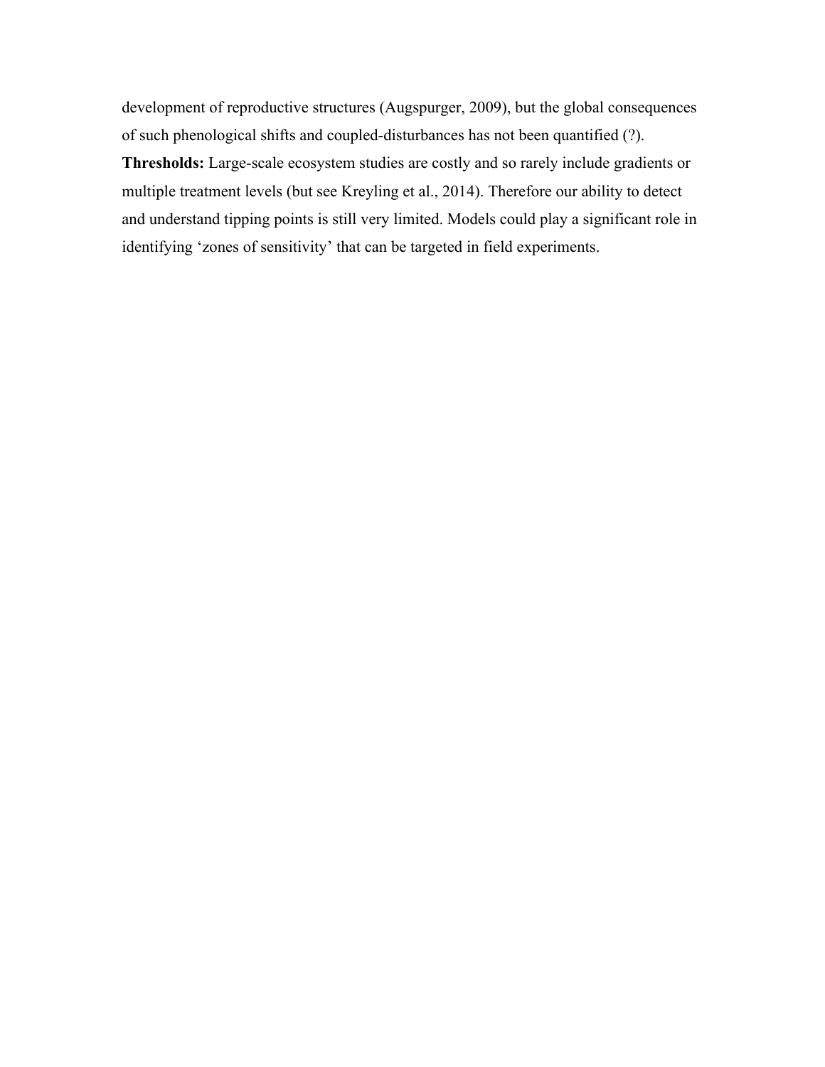development of reproductive structures (Augspurger, 2009), but the global consequences of such phenological shifts and coupled-disturbances has not been quantified (?).

**Thresholds:** Large-scale ecosystem studies are costly and so rarely include gradients or multiple treatment levels (but see Kreyling et al., 2014). Therefore our ability to detect and understand tipping points is still very limited. Models could play a significant role in identifying 'zones of sensitivity' that can be targeted in field experiments.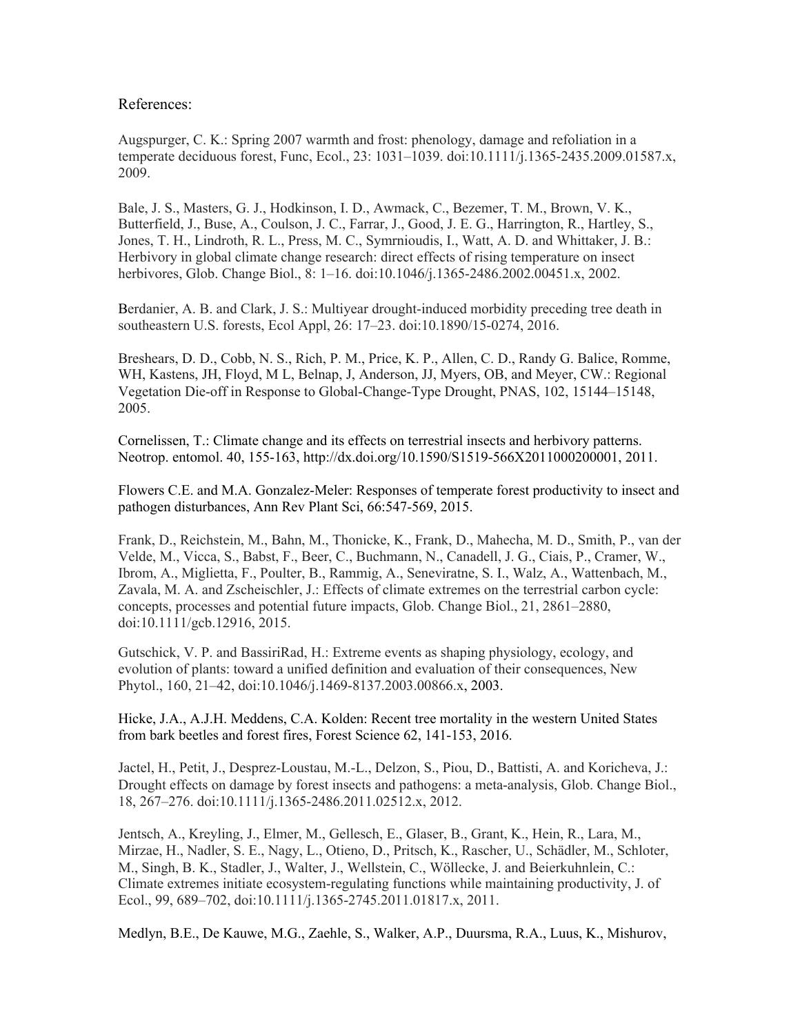References:

Augspurger, C. K.: Spring 2007 warmth and frost: phenology, damage and refoliation in a temperate deciduous forest, Func, Ecol., 23: 1031–1039. doi:10.1111/j.1365-2435.2009.01587.x, 2009.

Bale, J. S., Masters, G. J., Hodkinson, I. D., Awmack, C., Bezemer, T. M., Brown, V. K., Butterfield, J., Buse, A., Coulson, J. C., Farrar, J., Good, J. E. G., Harrington, R., Hartley, S., Jones, T. H., Lindroth, R. L., Press, M. C., Symrnioudis, I., Watt, A. D. and Whittaker, J. B.: Herbivory in global climate change research: direct effects of rising temperature on insect herbivores, Glob. Change Biol., 8: 1–16. doi:10.1046/j.1365-2486.2002.00451.x, 2002.

Berdanier, A. B. and Clark, J. S.: Multiyear drought-induced morbidity preceding tree death in southeastern U.S. forests, Ecol Appl, 26: 17–23. doi:10.1890/15-0274, 2016.

Breshears, D. D., Cobb, N. S., Rich, P. M., Price, K. P., Allen, C. D., Randy G. Balice, Romme, WH, Kastens, JH, Floyd, M L, Belnap, J, Anderson, JJ, Myers, OB, and Meyer, CW.: Regional Vegetation Die-off in Response to Global-Change-Type Drought, PNAS, 102, 15144–15148, 2005.

Cornelissen, T.: Climate change and its effects on terrestrial insects and herbivory patterns. Neotrop. entomol. 40, 155-163, http://dx.doi.org/10.1590/S1519-566X2011000200001, 2011.

Flowers C.E. and M.A. Gonzalez-Meler: Responses of temperate forest productivity to insect and pathogen disturbances, Ann Rev Plant Sci, 66:547-569, 2015.

Frank, D., Reichstein, M., Bahn, M., Thonicke, K., Frank, D., Mahecha, M. D., Smith, P., van der Velde, M., Vicca, S., Babst, F., Beer, C., Buchmann, N., Canadell, J. G., Ciais, P., Cramer, W., Ibrom, A., Miglietta, F., Poulter, B., Rammig, A., Seneviratne, S. I., Walz, A., Wattenbach, M., Zavala, M. A. and Zscheischler, J.: Effects of climate extremes on the terrestrial carbon cycle: concepts, processes and potential future impacts, Glob. Change Biol., 21, 2861–2880, doi:10.1111/gcb.12916, 2015.

Gutschick, V. P. and BassiriRad, H.: Extreme events as shaping physiology, ecology, and evolution of plants: toward a unified definition and evaluation of their consequences, New Phytol., 160, 21–42, doi:10.1046/j.1469-8137.2003.00866.x, 2003.

Hicke, J.A., A.J.H. Meddens, C.A. Kolden: Recent tree mortality in the western United States from bark beetles and forest fires, Forest Science 62, 141-153, 2016.

Jactel, H., Petit, J., Desprez-Loustau, M.-L., Delzon, S., Piou, D., Battisti, A. and Koricheva, J.: Drought effects on damage by forest insects and pathogens: a meta-analysis, Glob. Change Biol., 18, 267–276. doi:10.1111/j.1365-2486.2011.02512.x, 2012.

Jentsch, A., Kreyling, J., Elmer, M., Gellesch, E., Glaser, B., Grant, K., Hein, R., Lara, M., Mirzae, H., Nadler, S. E., Nagy, L., Otieno, D., Pritsch, K., Rascher, U., Schädler, M., Schloter, M., Singh, B. K., Stadler, J., Walter, J., Wellstein, C., Wöllecke, J. and Beierkuhnlein, C.: Climate extremes initiate ecosystem-regulating functions while maintaining productivity, J. of Ecol., 99, 689–702, doi:10.1111/j.1365-2745.2011.01817.x, 2011.

Medlyn, B.E., De Kauwe, M.G., Zaehle, S., Walker, A.P., Duursma, R.A., Luus, K., Mishurov,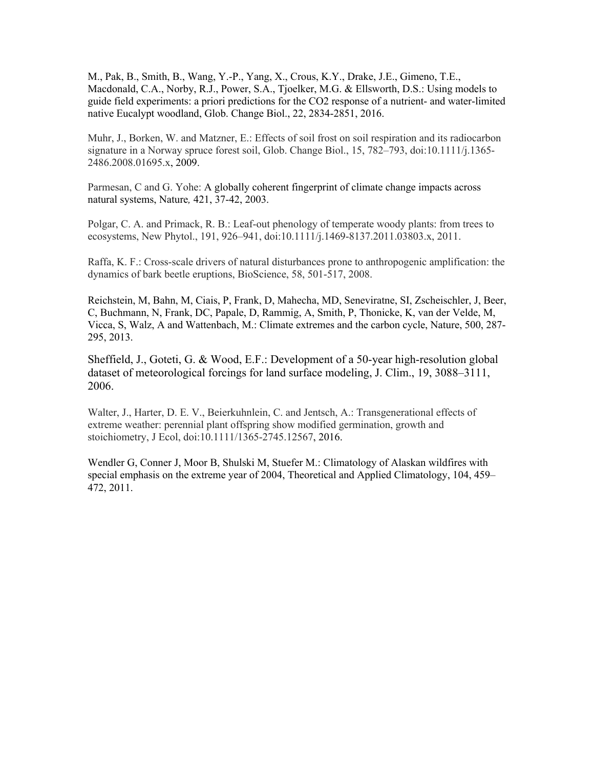M., Pak, B., Smith, B., Wang, Y.-P., Yang, X., Crous, K.Y., Drake, J.E., Gimeno, T.E., Macdonald, C.A., Norby, R.J., Power, S.A., Tjoelker, M.G. & Ellsworth, D.S.: Using models to guide field experiments: a priori predictions for the CO2 response of a nutrient- and water-limited native Eucalypt woodland, Glob. Change Biol., 22, 2834-2851, 2016.

Muhr, J., Borken, W. and Matzner, E.: Effects of soil frost on soil respiration and its radiocarbon signature in a Norway spruce forest soil, Glob. Change Biol., 15, 782–793, doi:10.1111/j.1365-2486.2008.01695.x, 2009.

Parmesan, C and G. Yohe: A globally coherent fingerprint of climate change impacts across natural systems, Nature*,* 421, 37-42, 2003.

Polgar, C. A. and Primack, R. B.: Leaf-out phenology of temperate woody plants: from trees to ecosystems, New Phytol., 191, 926–941, doi:10.1111/j.1469-8137.2011.03803.x, 2011.

Raffa, K. F.: Cross-scale drivers of natural disturbances prone to anthropogenic amplification: the dynamics of bark beetle eruptions, BioScience, 58, 501-517, 2008.

Reichstein, M, Bahn, M, Ciais, P, Frank, D, Mahecha, MD, Seneviratne, SI, Zscheischler, J, Beer, C, Buchmann, N, Frank, DC, Papale, D, Rammig, A, Smith, P, Thonicke, K, van der Velde, M, Vicca, S, Walz, A and Wattenbach, M.: Climate extremes and the carbon cycle, Nature, 500, 287-295, 2013.

Sheffield, J., Goteti, G. & Wood, E.F.: Development of a 50-year high-resolution global dataset of meteorological forcings for land surface modeling, J. Clim., 19, 3088–3111, 2006.

Walter, J., Harter, D. E. V., Beierkuhnlein, C. and Jentsch, A.: Transgenerational effects of extreme weather: perennial plant offspring show modified germination, growth and stoichiometry, J Ecol, doi:10.1111/1365-2745.12567, 2016.

Wendler G, Conner J, Moor B, Shulski M, Stuefer M.: Climatology of Alaskan wildfires with special emphasis on the extreme year of 2004, Theoretical and Applied Climatology, 104, 459–472, 2011.